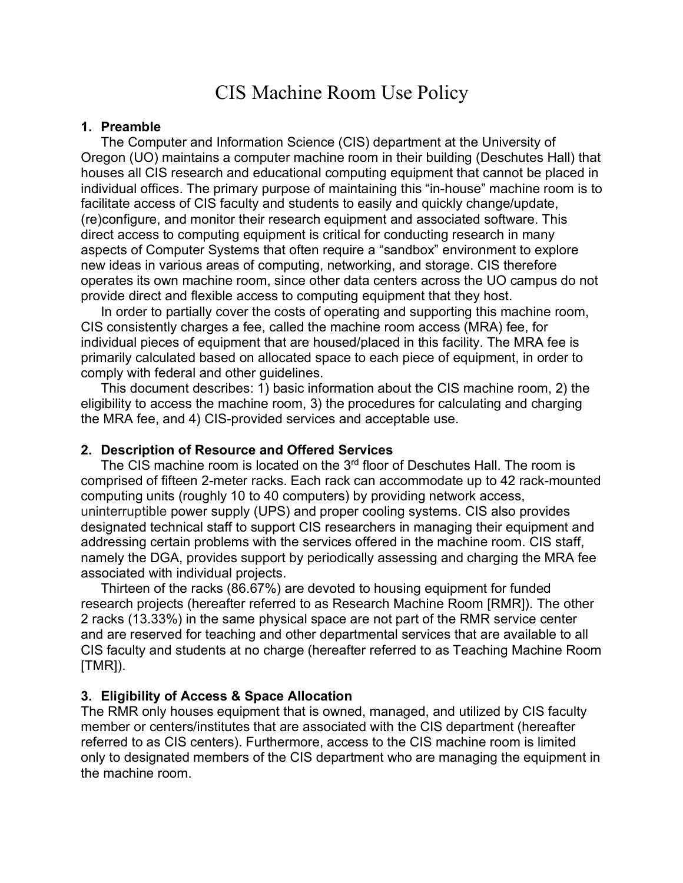# CIS Machine Room Use Policy

## 1. Preamble

The Computer and Information Science (CIS) department at the University of Oregon (UO) maintains a computer machine room in their building (Deschutes Hall) that houses all CIS research and educational computing equipment that cannot be placed in individual offices. The primary purpose of maintaining this "in-house" machine room is to facilitate access of CIS faculty and students to easily and quickly change/update, (re)configure, and monitor their research equipment and associated software. This direct access to computing equipment is critical for conducting research in many aspects of Computer Systems that often require a "sandbox" environment to explore new ideas in various areas of computing, networking, and storage. CIS therefore operates its own machine room, since other data centers across the UO campus do not provide direct and flexible access to computing equipment that they host.

In order to partially cover the costs of operating and supporting this machine room, CIS consistently charges a fee, called the machine room access (MRA) fee, for individual pieces of equipment that are housed/placed in this facility. The MRA fee is primarily calculated based on allocated space to each piece of equipment, in order to comply with federal and other guidelines.

This document describes: 1) basic information about the CIS machine room, 2) the eligibility to access the machine room, 3) the procedures for calculating and charging the MRA fee, and 4) CIS-provided services and acceptable use.

## 2. Description of Resource and Offered Services

The CIS machine room is located on the 3rd floor of Deschutes Hall. The room is comprised of fifteen 2-meter racks. Each rack can accommodate up to 42 rack-mounted computing units (roughly 10 to 40 computers) by providing network access, uninterruptible power supply (UPS) and proper cooling systems. CIS also provides designated technical staff to support CIS researchers in managing their equipment and addressing certain problems with the services offered in the machine room. CIS staff, namely the DGA, provides support by periodically assessing and charging the MRA fee associated with individual projects.

Thirteen of the racks (86.67%) are devoted to housing equipment for funded research projects (hereafter referred to as Research Machine Room [RMR]). The other 2 racks (13.33%) in the same physical space are not part of the RMR service center and are reserved for teaching and other departmental services that are available to all CIS faculty and students at no charge (hereafter referred to as Teaching Machine Room [TMR]).

## 3. Eligibility of Access & Space Allocation

The RMR only houses equipment that is owned, managed, and utilized by CIS faculty member or centers/institutes that are associated with the CIS department (hereafter referred to as CIS centers). Furthermore, access to the CIS machine room is limited only to designated members of the CIS department who are managing the equipment in the machine room.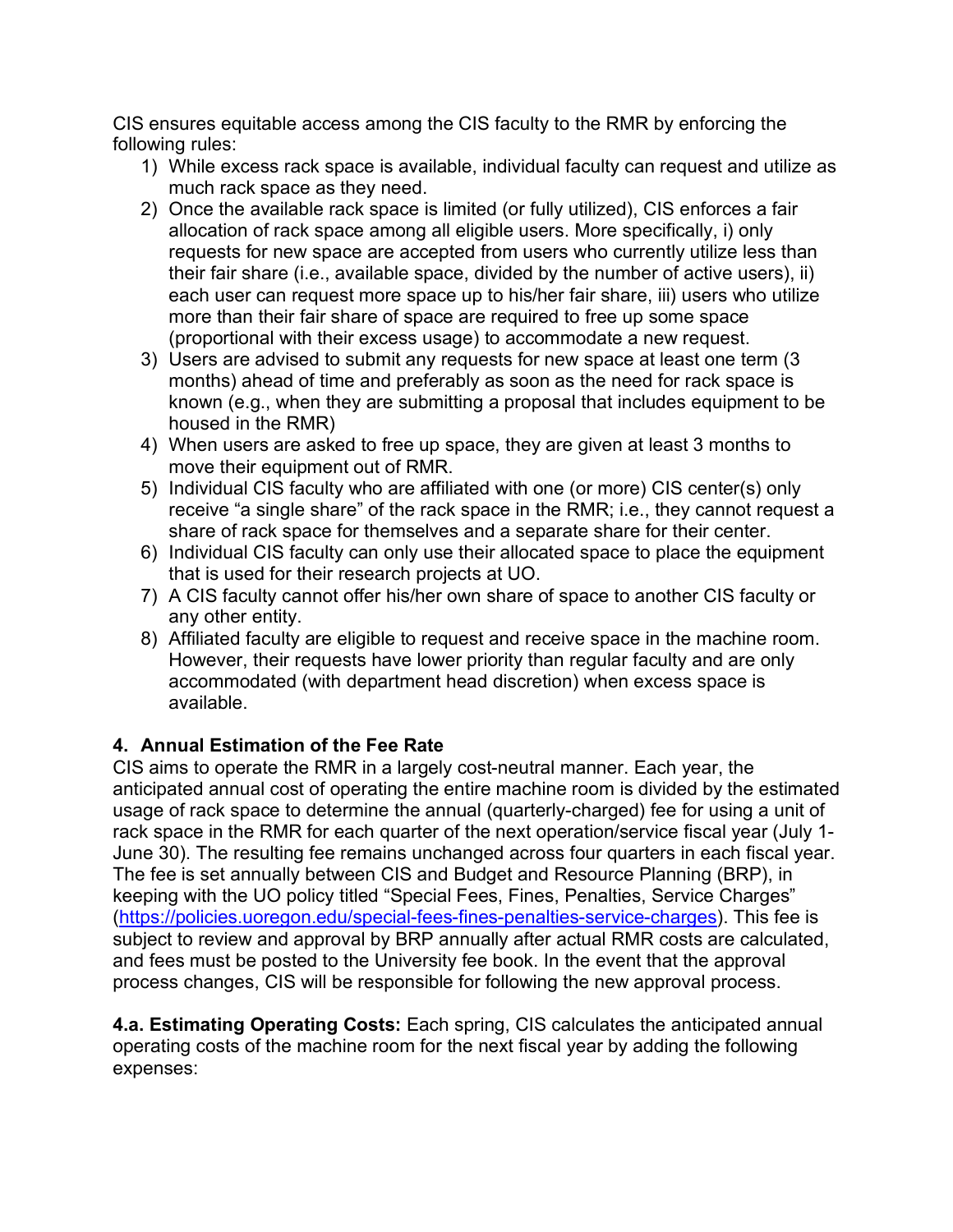CIS ensures equitable access among the CIS faculty to the RMR by enforcing the following rules:

1) While excess rack space is available, individual faculty can request and utilize as much rack space as they need.
2) Once the available rack space is limited (or fully utilized), CIS enforces a fair allocation of rack space among all eligible users. More specifically, i) only requests for new space are accepted from users who currently utilize less than their fair share (i.e., available space, divided by the number of active users), ii) each user can request more space up to his/her fair share, iii) users who utilize more than their fair share of space are required to free up some space (proportional with their excess usage) to accommodate a new request.
3) Users are advised to submit any requests for new space at least one term (3 months) ahead of time and preferably as soon as the need for rack space is known (e.g., when they are submitting a proposal that includes equipment to be housed in the RMR)
4) When users are asked to free up space, they are given at least 3 months to move their equipment out of RMR.
5) Individual CIS faculty who are affiliated with one (or more) CIS center(s) only receive "a single share" of the rack space in the RMR; i.e., they cannot request a share of rack space for themselves and a separate share for their center.
6) Individual CIS faculty can only use their allocated space to place the equipment that is used for their research projects at UO.
7) A CIS faculty cannot offer his/her own share of space to another CIS faculty or any other entity.
8) Affiliated faculty are eligible to request and receive space in the machine room. However, their requests have lower priority than regular faculty and are only accommodated (with department head discretion) when excess space is available.

## 4. Annual Estimation of the Fee Rate

CIS aims to operate the RMR in a largely cost-neutral manner. Each year, the anticipated annual cost of operating the entire machine room is divided by the estimated usage of rack space to determine the annual (quarterly-charged) fee for using a unit of rack space in the RMR for each quarter of the next operation/service fiscal year (July 1-June 30). The resulting fee remains unchanged across four quarters in each fiscal year. The fee is set annually between CIS and Budget and Resource Planning (BRP), in keeping with the UO policy titled "Special Fees, Fines, Penalties, Service Charges" (https://policies.uoregon.edu/special-fees-fines-penalties-service-charges). This fee is subject to review and approval by BRP annually after actual RMR costs are calculated, and fees must be posted to the University fee book. In the event that the approval process changes, CIS will be responsible for following the new approval process.

**4.a. Estimating Operating Costs:** Each spring, CIS calculates the anticipated annual operating costs of the machine room for the next fiscal year by adding the following expenses: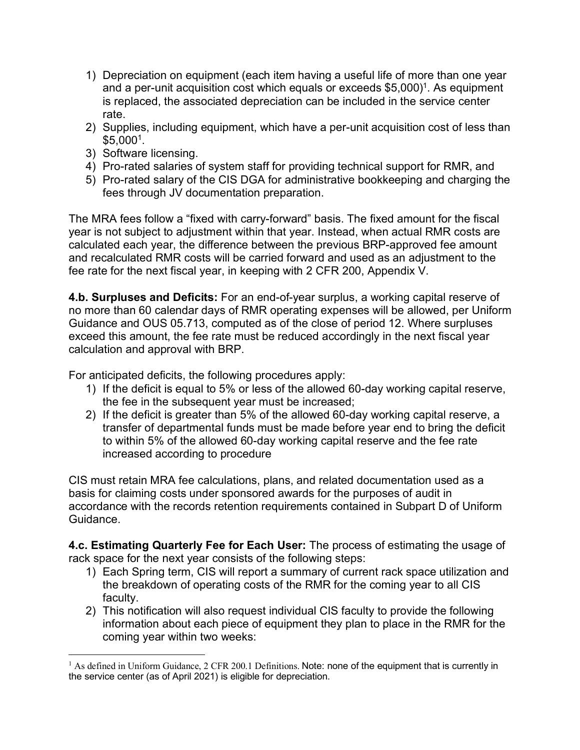1) Depreciation on equipment (each item having a useful life of more than one year and a per-unit acquisition cost which equals or exceeds $5,000)[1]. As equipment is replaced, the associated depreciation can be included in the service center rate.
2) Supplies, including equipment, which have a per-unit acquisition cost of less than $5,000[1].
3) Software licensing.
4) Pro-rated salaries of system staff for providing technical support for RMR, and
5) Pro-rated salary of the CIS DGA for administrative bookkeeping and charging the fees through JV documentation preparation.

The MRA fees follow a "fixed with carry-forward" basis. The fixed amount for the fiscal year is not subject to adjustment within that year. Instead, when actual RMR costs are calculated each year, the difference between the previous BRP-approved fee amount and recalculated RMR costs will be carried forward and used as an adjustment to the fee rate for the next fiscal year, in keeping with 2 CFR 200, Appendix V.

**4.b. Surpluses and Deficits:** For an end-of-year surplus, a working capital reserve of no more than 60 calendar days of RMR operating expenses will be allowed, per Uniform Guidance and OUS 05.713, computed as of the close of period 12. Where surpluses exceed this amount, the fee rate must be reduced accordingly in the next fiscal year calculation and approval with BRP.

For anticipated deficits, the following procedures apply:

1) If the deficit is equal to 5% or less of the allowed 60-day working capital reserve, the fee in the subsequent year must be increased;
2) If the deficit is greater than 5% of the allowed 60-day working capital reserve, a transfer of departmental funds must be made before year end to bring the deficit to within 5% of the allowed 60-day working capital reserve and the fee rate increased according to procedure

CIS must retain MRA fee calculations, plans, and related documentation used as a basis for claiming costs under sponsored awards for the purposes of audit in accordance with the records retention requirements contained in Subpart D of Uniform Guidance.

**4.c. Estimating Quarterly Fee for Each User:** The process of estimating the usage of rack space for the next year consists of the following steps:

1) Each Spring term, CIS will report a summary of current rack space utilization and the breakdown of operating costs of the RMR for the coming year to all CIS faculty.
2) This notification will also request individual CIS faculty to provide the following information about each piece of equipment they plan to place in the RMR for the coming year within two weeks:

[1] As defined in Uniform Guidance, 2 CFR 200.1 Definitions. Note: none of the equipment that is currently in the service center (as of April 2021) is eligible for depreciation.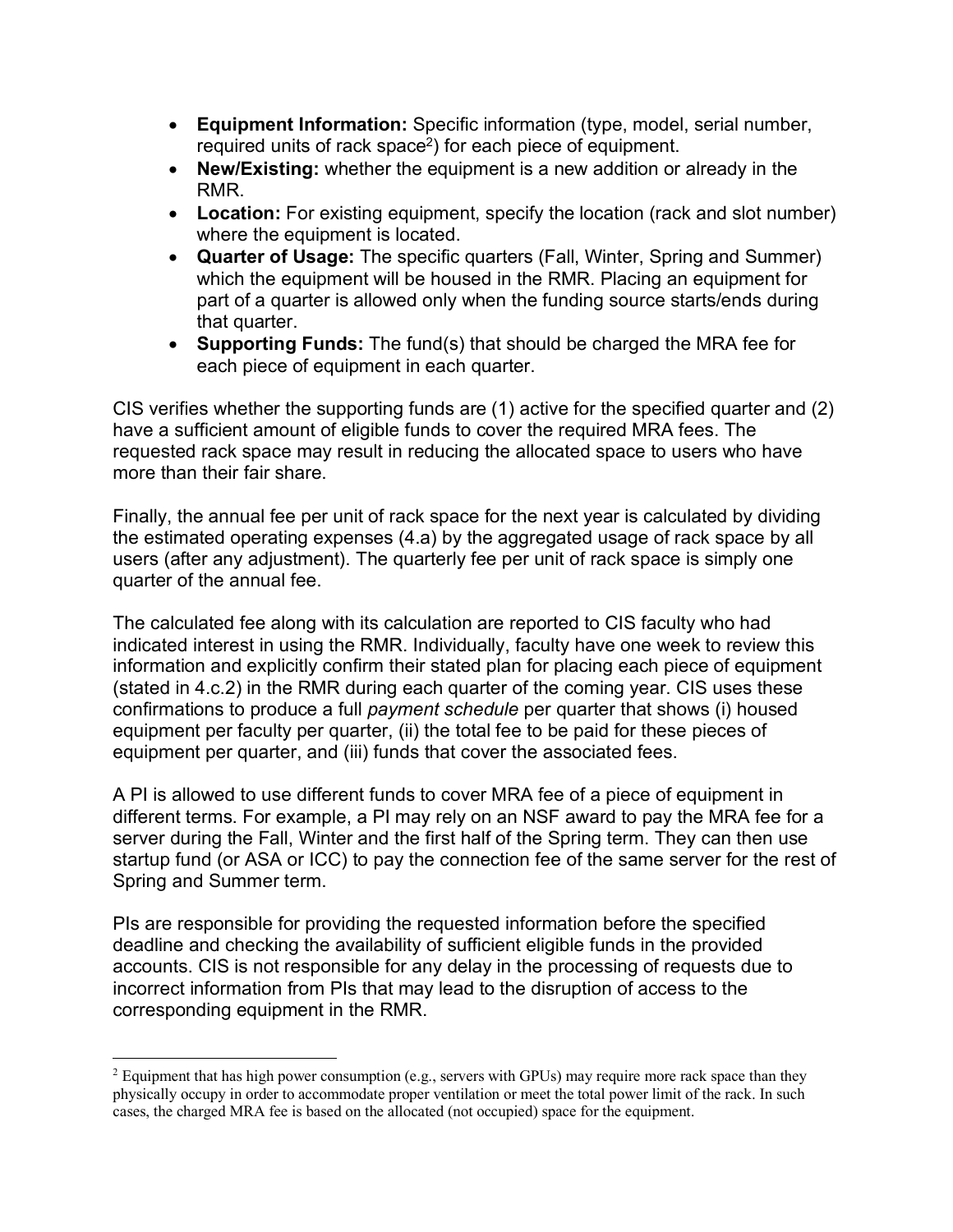- **Equipment Information:** Specific information (type, model, serial number, required units of rack space[2]) for each piece of equipment.
- **New/Existing:** whether the equipment is a new addition or already in the RMR.
- **Location:** For existing equipment, specify the location (rack and slot number) where the equipment is located.
- **Quarter of Usage:** The specific quarters (Fall, Winter, Spring and Summer) which the equipment will be housed in the RMR. Placing an equipment for part of a quarter is allowed only when the funding source starts/ends during that quarter.
- **Supporting Funds:** The fund(s) that should be charged the MRA fee for each piece of equipment in each quarter.

CIS verifies whether the supporting funds are (1) active for the specified quarter and (2) have a sufficient amount of eligible funds to cover the required MRA fees. The requested rack space may result in reducing the allocated space to users who have more than their fair share.

Finally, the annual fee per unit of rack space for the next year is calculated by dividing the estimated operating expenses (4.a) by the aggregated usage of rack space by all users (after any adjustment). The quarterly fee per unit of rack space is simply one quarter of the annual fee.

The calculated fee along with its calculation are reported to CIS faculty who had indicated interest in using the RMR. Individually, faculty have one week to review this information and explicitly confirm their stated plan for placing each piece of equipment (stated in 4.c.2) in the RMR during each quarter of the coming year. CIS uses these confirmations to produce a full *payment schedule* per quarter that shows (i) housed equipment per faculty per quarter, (ii) the total fee to be paid for these pieces of equipment per quarter, and (iii) funds that cover the associated fees.

A PI is allowed to use different funds to cover MRA fee of a piece of equipment in different terms. For example, a PI may rely on an NSF award to pay the MRA fee for a server during the Fall, Winter and the first half of the Spring term. They can then use startup fund (or ASA or ICC) to pay the connection fee of the same server for the rest of Spring and Summer term.

PIs are responsible for providing the requested information before the specified deadline and checking the availability of sufficient eligible funds in the provided accounts. CIS is not responsible for any delay in the processing of requests due to incorrect information from PIs that may lead to the disruption of access to the corresponding equipment in the RMR.

---

[2] Equipment that has high power consumption (e.g., servers with GPUs) may require more rack space than they physically occupy in order to accommodate proper ventilation or meet the total power limit of the rack. In such cases, the charged MRA fee is based on the allocated (not occupied) space for the equipment.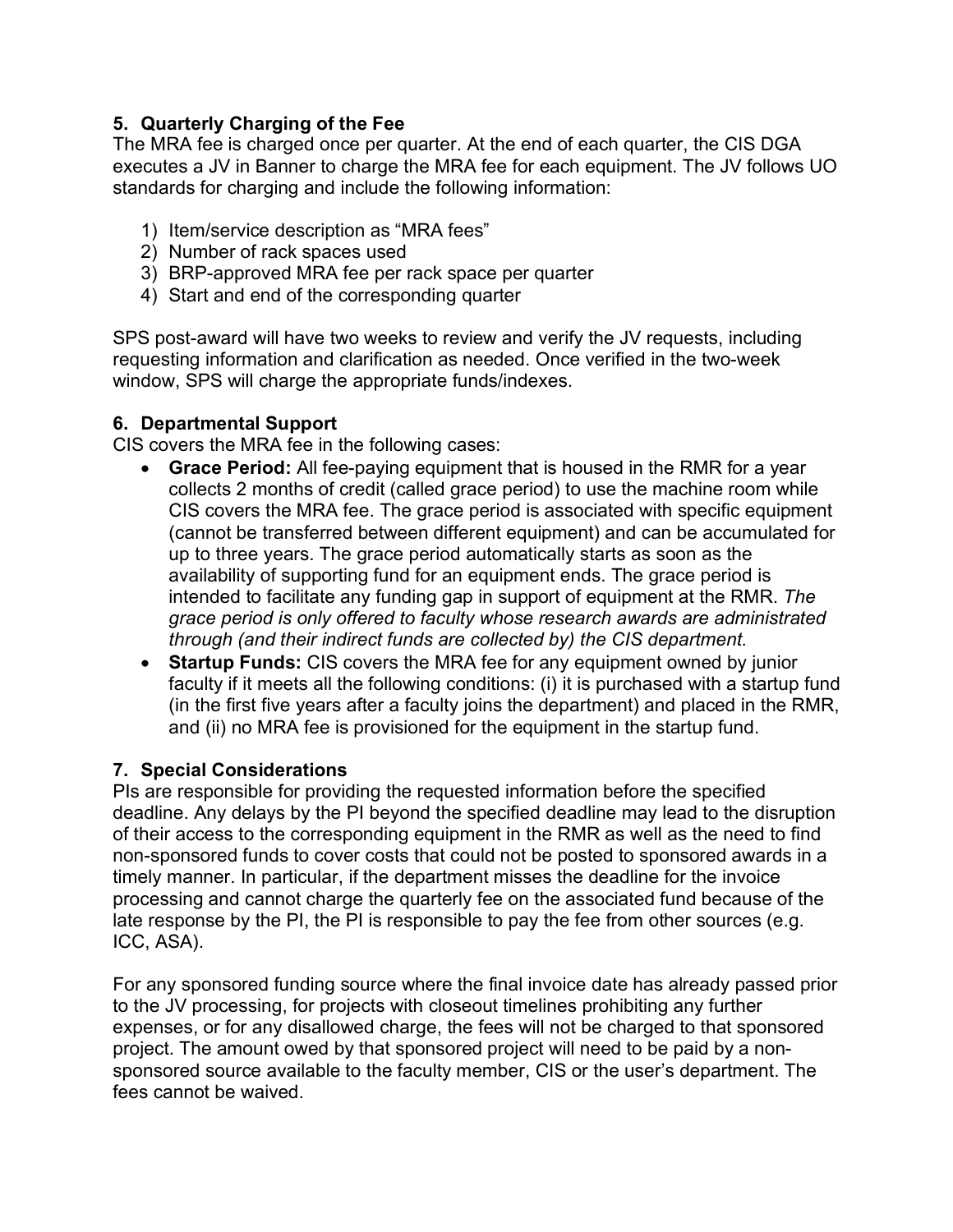### 5. Quarterly Charging of the Fee

The MRA fee is charged once per quarter. At the end of each quarter, the CIS DGA executes a JV in Banner to charge the MRA fee for each equipment. The JV follows UO standards for charging and include the following information:

1) Item/service description as “MRA fees”
2) Number of rack spaces used
3) BRP-approved MRA fee per rack space per quarter
4) Start and end of the corresponding quarter

SPS post-award will have two weeks to review and verify the JV requests, including requesting information and clarification as needed. Once verified in the two-week window, SPS will charge the appropriate funds/indexes.

### 6. Departmental Support

CIS covers the MRA fee in the following cases:

- **Grace Period:** All fee-paying equipment that is housed in the RMR for a year collects 2 months of credit (called grace period) to use the machine room while CIS covers the MRA fee. The grace period is associated with specific equipment (cannot be transferred between different equipment) and can be accumulated for up to three years. The grace period automatically starts as soon as the availability of supporting fund for an equipment ends. The grace period is intended to facilitate any funding gap in support of equipment at the RMR. *The grace period is only offered to faculty whose research awards are administrated through (and their indirect funds are collected by) the CIS department.*
- **Startup Funds:** CIS covers the MRA fee for any equipment owned by junior faculty if it meets all the following conditions: (i) it is purchased with a startup fund (in the first five years after a faculty joins the department) and placed in the RMR, and (ii) no MRA fee is provisioned for the equipment in the startup fund.

### 7. Special Considerations

PIs are responsible for providing the requested information before the specified deadline. Any delays by the PI beyond the specified deadline may lead to the disruption of their access to the corresponding equipment in the RMR as well as the need to find non-sponsored funds to cover costs that could not be posted to sponsored awards in a timely manner. In particular, if the department misses the deadline for the invoice processing and cannot charge the quarterly fee on the associated fund because of the late response by the PI, the PI is responsible to pay the fee from other sources (e.g. ICC, ASA).

For any sponsored funding source where the final invoice date has already passed prior to the JV processing, for projects with closeout timelines prohibiting any further expenses, or for any disallowed charge, the fees will not be charged to that sponsored project. The amount owed by that sponsored project will need to be paid by a non-sponsored source available to the faculty member, CIS or the user’s department. The fees cannot be waived.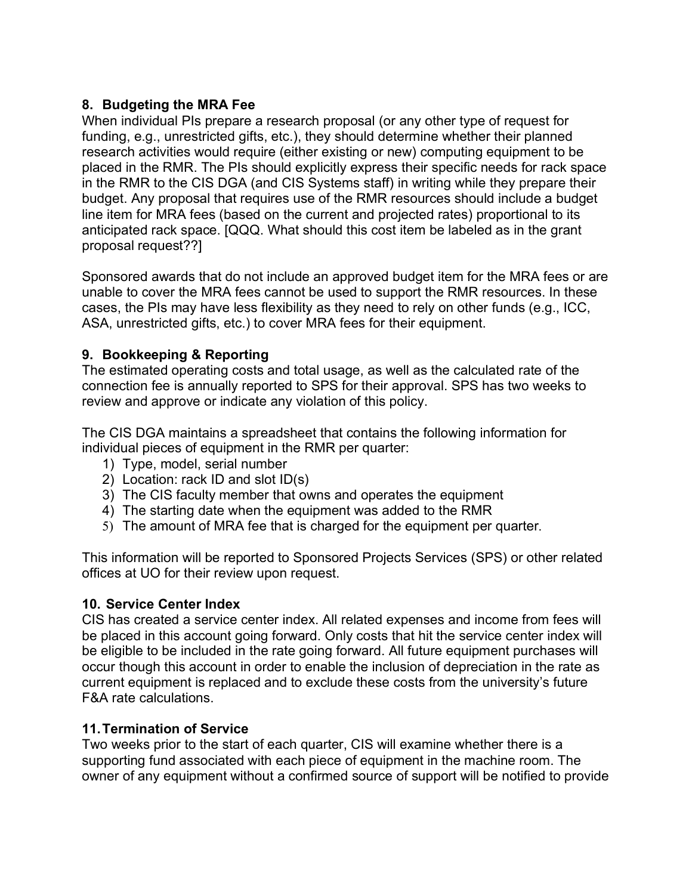### 8. Budgeting the MRA Fee

When individual PIs prepare a research proposal (or any other type of request for funding, e.g., unrestricted gifts, etc.), they should determine whether their planned research activities would require (either existing or new) computing equipment to be placed in the RMR. The PIs should explicitly express their specific needs for rack space in the RMR to the CIS DGA (and CIS Systems staff) in writing while they prepare their budget. Any proposal that requires use of the RMR resources should include a budget line item for MRA fees (based on the current and projected rates) proportional to its anticipated rack space. [QQQ. What should this cost item be labeled as in the grant proposal request??]

Sponsored awards that do not include an approved budget item for the MRA fees or are unable to cover the MRA fees cannot be used to support the RMR resources. In these cases, the PIs may have less flexibility as they need to rely on other funds (e.g., ICC, ASA, unrestricted gifts, etc.) to cover MRA fees for their equipment.

### 9. Bookkeeping & Reporting

The estimated operating costs and total usage, as well as the calculated rate of the connection fee is annually reported to SPS for their approval. SPS has two weeks to review and approve or indicate any violation of this policy.

The CIS DGA maintains a spreadsheet that contains the following information for individual pieces of equipment in the RMR per quarter:

1) Type, model, serial number
2) Location: rack ID and slot ID(s)
3) The CIS faculty member that owns and operates the equipment
4) The starting date when the equipment was added to the RMR
5) The amount of MRA fee that is charged for the equipment per quarter.

This information will be reported to Sponsored Projects Services (SPS) or other related offices at UO for their review upon request.

### 10. Service Center Index

CIS has created a service center index. All related expenses and income from fees will be placed in this account going forward. Only costs that hit the service center index will be eligible to be included in the rate going forward. All future equipment purchases will occur though this account in order to enable the inclusion of depreciation in the rate as current equipment is replaced and to exclude these costs from the university's future F&A rate calculations.

### 11. Termination of Service

Two weeks prior to the start of each quarter, CIS will examine whether there is a supporting fund associated with each piece of equipment in the machine room. The owner of any equipment without a confirmed source of support will be notified to provide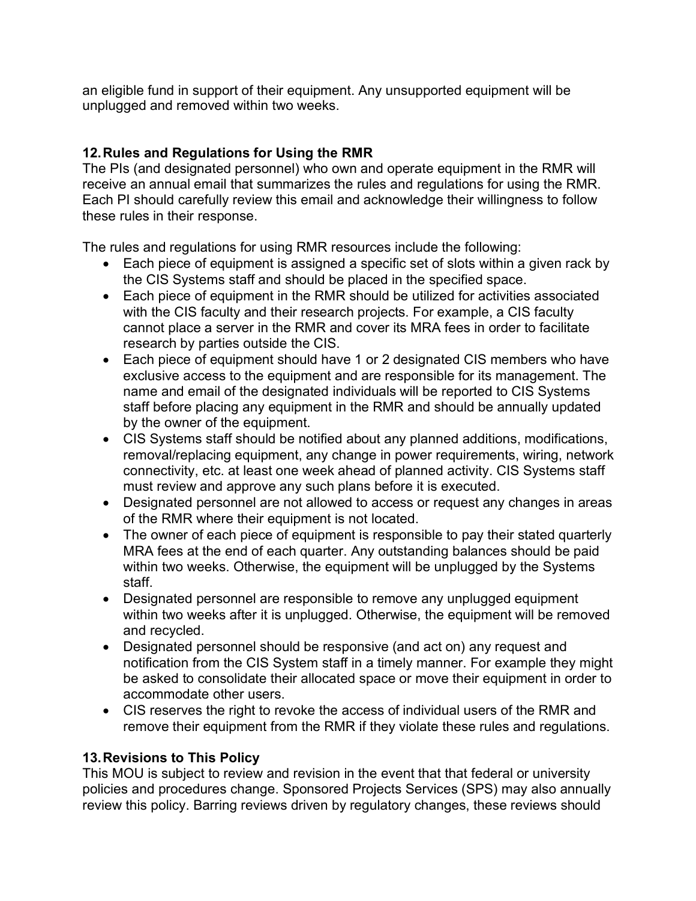an eligible fund in support of their equipment. Any unsupported equipment will be unplugged and removed within two weeks.

## 12. Rules and Regulations for Using the RMR

The PIs (and designated personnel) who own and operate equipment in the RMR will receive an annual email that summarizes the rules and regulations for using the RMR. Each PI should carefully review this email and acknowledge their willingness to follow these rules in their response.

The rules and regulations for using RMR resources include the following:

- Each piece of equipment is assigned a specific set of slots within a given rack by the CIS Systems staff and should be placed in the specified space.
- Each piece of equipment in the RMR should be utilized for activities associated with the CIS faculty and their research projects. For example, a CIS faculty cannot place a server in the RMR and cover its MRA fees in order to facilitate research by parties outside the CIS.
- Each piece of equipment should have 1 or 2 designated CIS members who have exclusive access to the equipment and are responsible for its management. The name and email of the designated individuals will be reported to CIS Systems staff before placing any equipment in the RMR and should be annually updated by the owner of the equipment.
- CIS Systems staff should be notified about any planned additions, modifications, removal/replacing equipment, any change in power requirements, wiring, network connectivity, etc. at least one week ahead of planned activity. CIS Systems staff must review and approve any such plans before it is executed.
- Designated personnel are not allowed to access or request any changes in areas of the RMR where their equipment is not located.
- The owner of each piece of equipment is responsible to pay their stated quarterly MRA fees at the end of each quarter. Any outstanding balances should be paid within two weeks. Otherwise, the equipment will be unplugged by the Systems staff.
- Designated personnel are responsible to remove any unplugged equipment within two weeks after it is unplugged. Otherwise, the equipment will be removed and recycled.
- Designated personnel should be responsive (and act on) any request and notification from the CIS System staff in a timely manner. For example they might be asked to consolidate their allocated space or move their equipment in order to accommodate other users.
- CIS reserves the right to revoke the access of individual users of the RMR and remove their equipment from the RMR if they violate these rules and regulations.

## 13. Revisions to This Policy

This MOU is subject to review and revision in the event that that federal or university policies and procedures change. Sponsored Projects Services (SPS) may also annually review this policy. Barring reviews driven by regulatory changes, these reviews should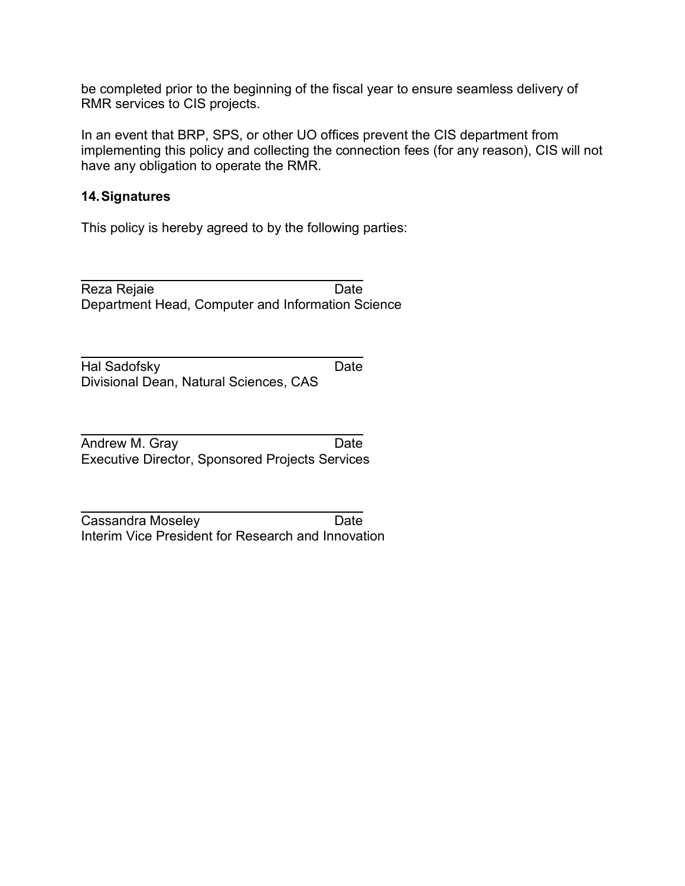be completed prior to the beginning of the fiscal year to ensure seamless delivery of RMR services to CIS projects.

In an event that BRP, SPS, or other UO offices prevent the CIS department from implementing this policy and collecting the connection fees (for any reason), CIS will not have any obligation to operate the RMR.

**14. Signatures**

This policy is hereby agreed to by the following parties:

\_\_\_\_\_\_\_\_\_\_\_\_\_\_\_\_\_\_\_\_\_\_\_\_\_\_\_\_\_\_\_\_\_\_\_\_
Reza Rejaie Date
Department Head, Computer and Information Science

\_\_\_\_\_\_\_\_\_\_\_\_\_\_\_\_\_\_\_\_\_\_\_\_\_\_\_\_\_\_\_\_\_\_\_\_
Hal Sadofsky Date
Divisional Dean, Natural Sciences, CAS

\_\_\_\_\_\_\_\_\_\_\_\_\_\_\_\_\_\_\_\_\_\_\_\_\_\_\_\_\_\_\_\_\_\_\_\_
Andrew M. Gray Date
Executive Director, Sponsored Projects Services

\_\_\_\_\_\_\_\_\_\_\_\_\_\_\_\_\_\_\_\_\_\_\_\_\_\_\_\_\_\_\_\_\_\_\_\_
Cassandra Moseley Date
Interim Vice President for Research and Innovation